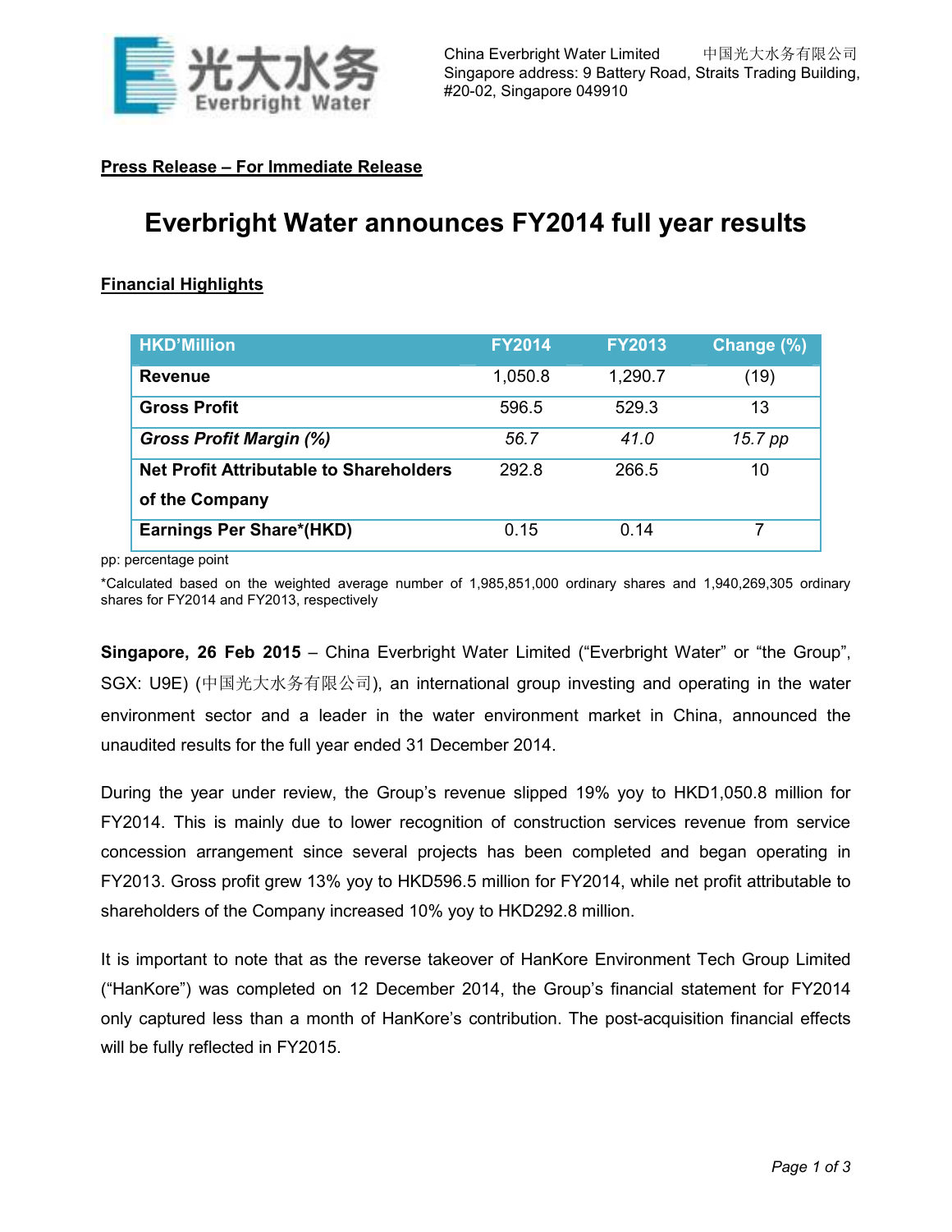China Everbright Water Limited 中国光大水务有限公司
Singapore address: 9 Battery Road, Straits Trading Building, #20-02, Singapore 049910

**Press Release – For Immediate Release**

# Everbright Water announces FY2014 full year results

**Financial Highlights**

| HKD'Million | FY2014 | FY2013 | Change (%) |
|---|---|---|---|
| **Revenue** | 1,050.8 | 1,290.7 | (19) |
| **Gross Profit** | 596.5 | 529.3 | 13 |
| ***Gross Profit Margin (%)*** | *56.7* | *41.0* | *15.7 pp* |
| **Net Profit Attributable to Shareholders of the Company** | 292.8 | 266.5 | 10 |
| **Earnings Per Share*(HKD)** | 0.15 | 0.14 | 7 |

pp: percentage point

*Calculated based on the weighted average number of 1,985,851,000 ordinary shares and 1,940,269,305 ordinary shares for FY2014 and FY2013, respectively

**Singapore, 26 Feb 2015** – China Everbright Water Limited ("Everbright Water" or "the Group", SGX: U9E) (中国光大水务有限公司), an international group investing and operating in the water environment sector and a leader in the water environment market in China, announced the unaudited results for the full year ended 31 December 2014.

During the year under review, the Group's revenue slipped 19% yoy to HKD1,050.8 million for FY2014. This is mainly due to lower recognition of construction services revenue from service concession arrangement since several projects has been completed and began operating in FY2013. Gross profit grew 13% yoy to HKD596.5 million for FY2014, while net profit attributable to shareholders of the Company increased 10% yoy to HKD292.8 million.

It is important to note that as the reverse takeover of HanKore Environment Tech Group Limited ("HanKore") was completed on 12 December 2014, the Group's financial statement for FY2014 only captured less than a month of HanKore's contribution. The post-acquisition financial effects will be fully reflected in FY2015.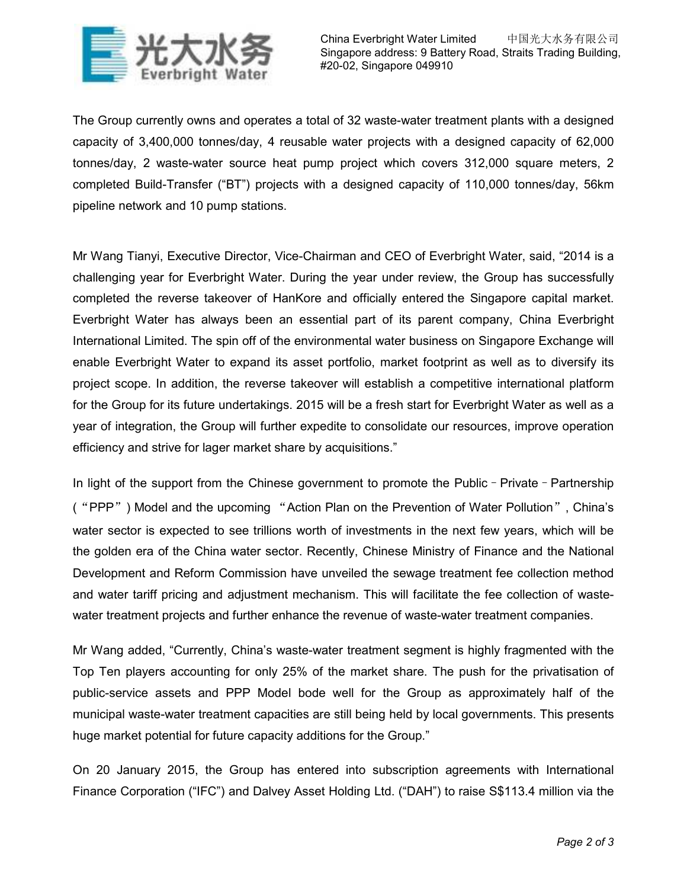The Group currently owns and operates a total of 32 waste-water treatment plants with a designed capacity of 3,400,000 tonnes/day, 4 reusable water projects with a designed capacity of 62,000 tonnes/day, 2 waste-water source heat pump project which covers 312,000 square meters, 2 completed Build-Transfer ("BT") projects with a designed capacity of 110,000 tonnes/day, 56km pipeline network and 10 pump stations.

Mr Wang Tianyi, Executive Director, Vice-Chairman and CEO of Everbright Water, said, "2014 is a challenging year for Everbright Water. During the year under review, the Group has successfully completed the reverse takeover of HanKore and officially entered the Singapore capital market. Everbright Water has always been an essential part of its parent company, China Everbright International Limited. The spin off of the environmental water business on Singapore Exchange will enable Everbright Water to expand its asset portfolio, market footprint as well as to diversify its project scope. In addition, the reverse takeover will establish a competitive international platform for the Group for its future undertakings. 2015 will be a fresh start for Everbright Water as well as a year of integration, the Group will further expedite to consolidate our resources, improve operation efficiency and strive for lager market share by acquisitions."

In light of the support from the Chinese government to promote the Public–Private–Partnership ("PPP") Model and the upcoming "Action Plan on the Prevention of Water Pollution", China's water sector is expected to see trillions worth of investments in the next few years, which will be the golden era of the China water sector. Recently, Chinese Ministry of Finance and the National Development and Reform Commission have unveiled the sewage treatment fee collection method and water tariff pricing and adjustment mechanism. This will facilitate the fee collection of waste-water treatment projects and further enhance the revenue of waste-water treatment companies.

Mr Wang added, "Currently, China's waste-water treatment segment is highly fragmented with the Top Ten players accounting for only 25% of the market share. The push for the privatisation of public-service assets and PPP Model bode well for the Group as approximately half of the municipal waste-water treatment capacities are still being held by local governments. This presents huge market potential for future capacity additions for the Group."

On 20 January 2015, the Group has entered into subscription agreements with International Finance Corporation ("IFC") and Dalvey Asset Holding Ltd. ("DAH") to raise S$113.4 million via the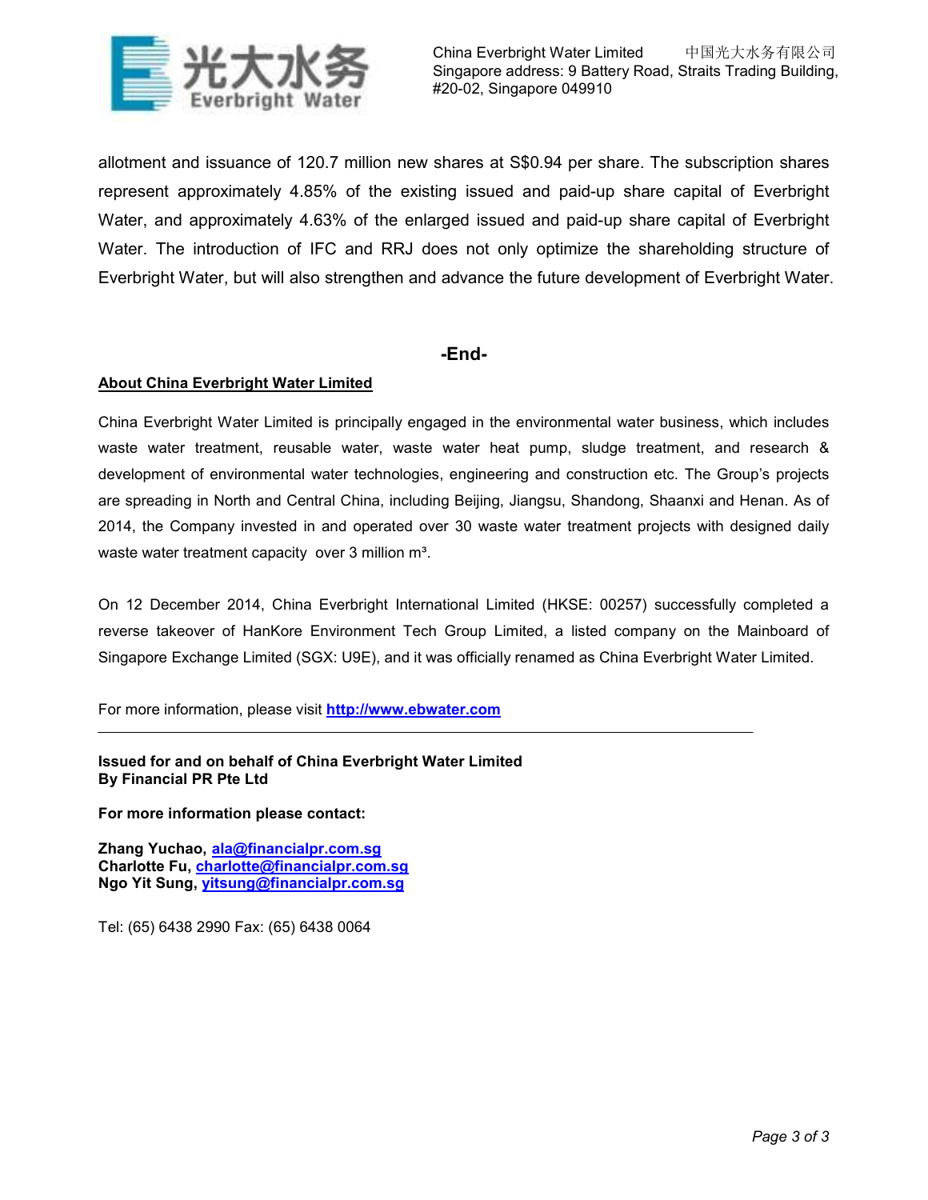allotment and issuance of 120.7 million new shares at S$0.94 per share. The subscription shares represent approximately 4.85% of the existing issued and paid-up share capital of Everbright Water, and approximately 4.63% of the enlarged issued and paid-up share capital of Everbright Water. The introduction of IFC and RRJ does not only optimize the shareholding structure of Everbright Water, but will also strengthen and advance the future development of Everbright Water.

**-End-**

**About China Everbright Water Limited**

China Everbright Water Limited is principally engaged in the environmental water business, which includes waste water treatment, reusable water, waste water heat pump, sludge treatment, and research & development of environmental water technologies, engineering and construction etc. The Group's projects are spreading in North and Central China, including Beijing, Jiangsu, Shandong, Shaanxi and Henan. As of 2014, the Company invested in and operated over 30 waste water treatment projects with designed daily waste water treatment capacity over 3 million m³.

On 12 December 2014, China Everbright International Limited (HKSE: 00257) successfully completed a reverse takeover of HanKore Environment Tech Group Limited, a listed company on the Mainboard of Singapore Exchange Limited (SGX: U9E), and it was officially renamed as China Everbright Water Limited.

For more information, please visit **http://www.ebwater.com**

---

**Issued for and on behalf of China Everbright Water Limited**
**By Financial PR Pte Ltd**

**For more information please contact:**

**Zhang Yuchao, ala@financialpr.com.sg**
**Charlotte Fu, charlotte@financialpr.com.sg**
**Ngo Yit Sung, yitsung@financialpr.com.sg**

Tel: (65) 6438 2990 Fax: (65) 6438 0064